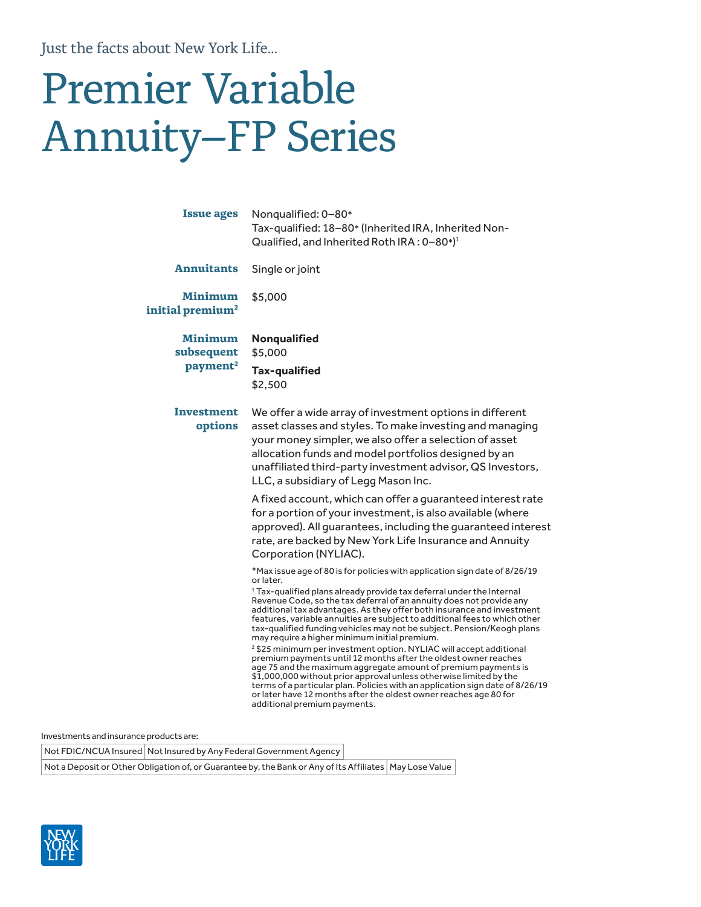Just the facts about New York Life...

# Premier Variable Annuity–FP Series

**Issue ages**
Nonqualified: 0–80*
Tax-qualified: 18–80* (Inherited IRA, Inherited Non-Qualified, and Inherited Roth IRA : 0–80*)[1]

**Annuitants**
Single or joint

**Minimum initial premium[2]**
$5,000

**Minimum subsequent payment[2]**

**Nonqualified**
$5,000

**Tax-qualified**
$2,500

**Investment options**
We offer a wide array of investment options in different asset classes and styles. To make investing and managing your money simpler, we also offer a selection of asset allocation funds and model portfolios designed by an unaffiliated third-party investment advisor, QS Investors, LLC, a subsidiary of Legg Mason Inc.

A fixed account, which can offer a guaranteed interest rate for a portion of your investment, is also available (where approved). All guarantees, including the guaranteed interest rate, are backed by New York Life Insurance and Annuity Corporation (NYLIAC).

*Max issue age of 80 is for policies with application sign date of 8/26/19 or later.

[1] Tax-qualified plans already provide tax deferral under the Internal Revenue Code, so the tax deferral of an annuity does not provide any additional tax advantages. As they offer both insurance and investment features, variable annuities are subject to additional fees to which other tax-qualified funding vehicles may not be subject. Pension/Keogh plans may require a higher minimum initial premium.

[2] $25 minimum per investment option. NYLIAC will accept additional premium payments until 12 months after the oldest owner reaches age 75 and the maximum aggregate amount of premium payments is $1,000,000 without prior approval unless otherwise limited by the terms of a particular plan. Policies with an application sign date of 8/26/19 or later have 12 months after the oldest owner reaches age 80 for additional premium payments.

Investments and insurance products are:

| Not FDIC/NCUA Insured | Not Insured by Any Federal Government Agency |
|---|---|
| Not a Deposit or Other Obligation of, or Guarantee by, the Bank or Any of Its Affiliates | May Lose Value |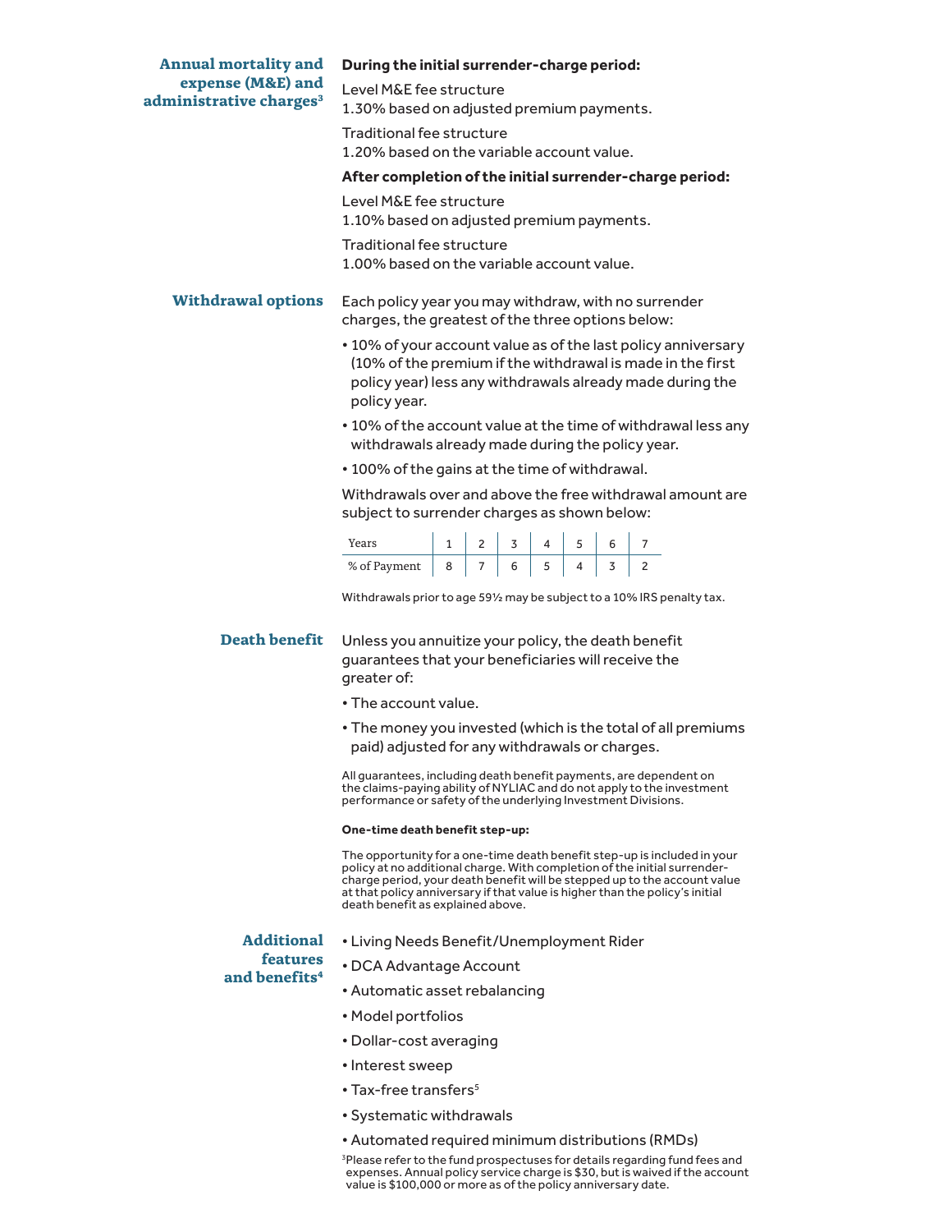## Annual mortality and expense (M&E) and administrative charges[3]

**During the initial surrender-charge period:**

Level M&E fee structure
1.30% based on adjusted premium payments.

Traditional fee structure
1.20% based on the variable account value.

**After completion of the initial surrender-charge period:**

Level M&E fee structure
1.10% based on adjusted premium payments.

Traditional fee structure
1.00% based on the variable account value.

## Withdrawal options

Each policy year you may withdraw, with no surrender charges, the greatest of the three options below:

- 10% of your account value as of the last policy anniversary (10% of the premium if the withdrawal is made in the first policy year) less any withdrawals already made during the policy year.
- 10% of the account value at the time of withdrawal less any withdrawals already made during the policy year.
- 100% of the gains at the time of withdrawal.

Withdrawals over and above the free withdrawal amount are subject to surrender charges as shown below:

| Years | 1 | 2 | 3 | 4 | 5 | 6 | 7 |
|---|---|---|---|---|---|---|---|
| % of Payment | 8 | 7 | 6 | 5 | 4 | 3 | 2 |

Withdrawals prior to age 59½ may be subject to a 10% IRS penalty tax.

## Death benefit

Unless you annuitize your policy, the death benefit guarantees that your beneficiaries will receive the greater of:

- The account value.
- The money you invested (which is the total of all premiums paid) adjusted for any withdrawals or charges.

All guarantees, including death benefit payments, are dependent on the claims-paying ability of NYLIAC and do not apply to the investment performance or safety of the underlying Investment Divisions.

**One-time death benefit step-up:**

The opportunity for a one-time death benefit step-up is included in your policy at no additional charge. With completion of the initial surrender-charge period, your death benefit will be stepped up to the account value at that policy anniversary if that value is higher than the policy's initial death benefit as explained above.

## Additional features and benefits[4]

- Living Needs Benefit/Unemployment Rider
- DCA Advantage Account
- Automatic asset rebalancing
- Model portfolios
- Dollar-cost averaging
- Interest sweep
- Tax-free transfers[5]
- Systematic withdrawals
- Automated required minimum distributions (RMDs)

[3]Please refer to the fund prospectuses for details regarding fund fees and expenses. Annual policy service charge is $30, but is waived if the account value is $100,000 or more as of the policy anniversary date.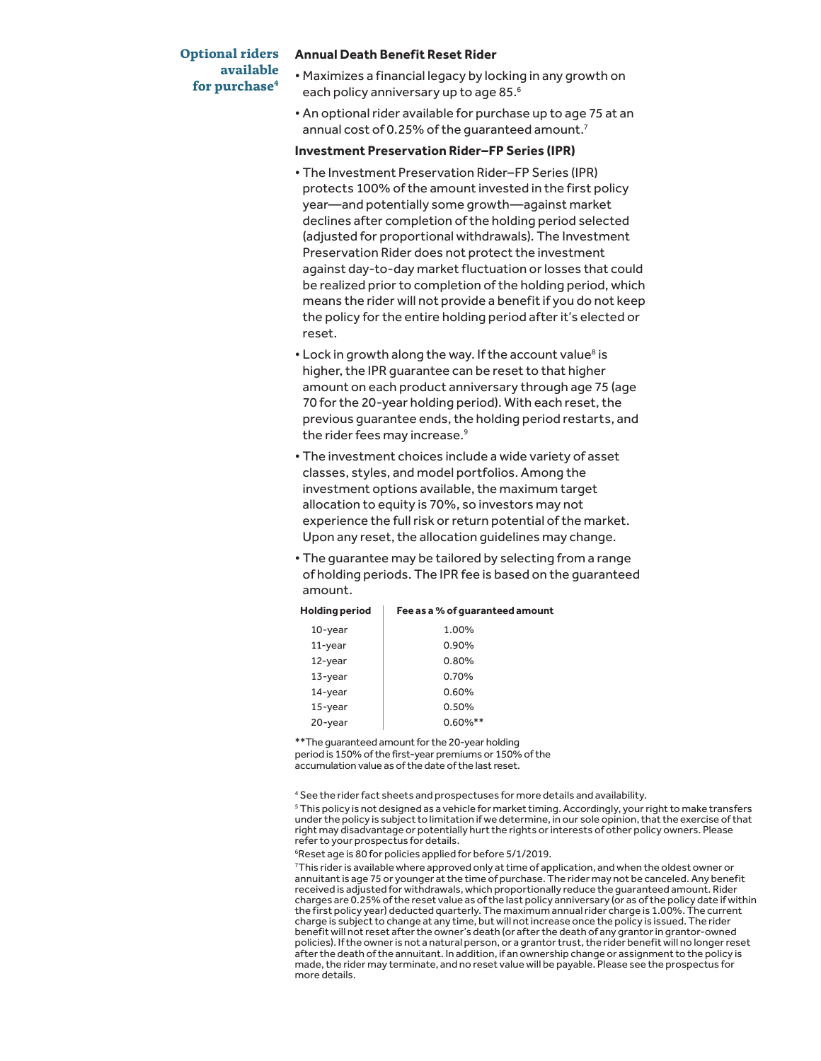## Optional riders available for purchase[4]

### Annual Death Benefit Reset Rider

- Maximizes a financial legacy by locking in any growth on each policy anniversary up to age 85.[6]
- An optional rider available for purchase up to age 75 at an annual cost of 0.25% of the guaranteed amount.[7]

### Investment Preservation Rider–FP Series (IPR)

- The Investment Preservation Rider–FP Series (IPR) protects 100% of the amount invested in the first policy year—and potentially some growth—against market declines after completion of the holding period selected (adjusted for proportional withdrawals). The Investment Preservation Rider does not protect the investment against day-to-day market fluctuation or losses that could be realized prior to completion of the holding period, which means the rider will not provide a benefit if you do not keep the policy for the entire holding period after it's elected or reset.
- Lock in growth along the way. If the account value[8] is higher, the IPR guarantee can be reset to that higher amount on each product anniversary through age 75 (age 70 for the 20-year holding period). With each reset, the previous guarantee ends, the holding period restarts, and the rider fees may increase.[9]
- The investment choices include a wide variety of asset classes, styles, and model portfolios. Among the investment options available, the maximum target allocation to equity is 70%, so investors may not experience the full risk or return potential of the market. Upon any reset, the allocation guidelines may change.
- The guarantee may be tailored by selecting from a range of holding periods. The IPR fee is based on the guaranteed amount.

| Holding period | Fee as a % of guaranteed amount |
|---|---|
| 10-year | 1.00% |
| 11-year | 0.90% |
| 12-year | 0.80% |
| 13-year | 0.70% |
| 14-year | 0.60% |
| 15-year | 0.50% |
| 20-year | 0.60%** |

**The guaranteed amount for the 20-year holding period is 150% of the first-year premiums or 150% of the accumulation value as of the date of the last reset.

[4] See the rider fact sheets and prospectuses for more details and availability.

[5] This policy is not designed as a vehicle for market timing. Accordingly, your right to make transfers under the policy is subject to limitation if we determine, in our sole opinion, that the exercise of that right may disadvantage or potentially hurt the rights or interests of other policy owners. Please refer to your prospectus for details.

[6] Reset age is 80 for policies applied for before 5/1/2019.

[7] This rider is available where approved only at time of application, and when the oldest owner or annuitant is age 75 or younger at the time of purchase. The rider may not be canceled. Any benefit received is adjusted for withdrawals, which proportionally reduce the guaranteed amount. Rider charges are 0.25% of the reset value as of the last policy anniversary (or as of the policy date if within the first policy year) deducted quarterly. The maximum annual rider charge is 1.00%. The current charge is subject to change at any time, but will not increase once the policy is issued. The rider benefit will not reset after the owner's death (or after the death of any grantor in grantor-owned policies). If the owner is not a natural person, or a grantor trust, the rider benefit will no longer reset after the death of the annuitant. In addition, if an ownership change or assignment to the policy is made, the rider may terminate, and no reset value will be payable. Please see the prospectus for more details.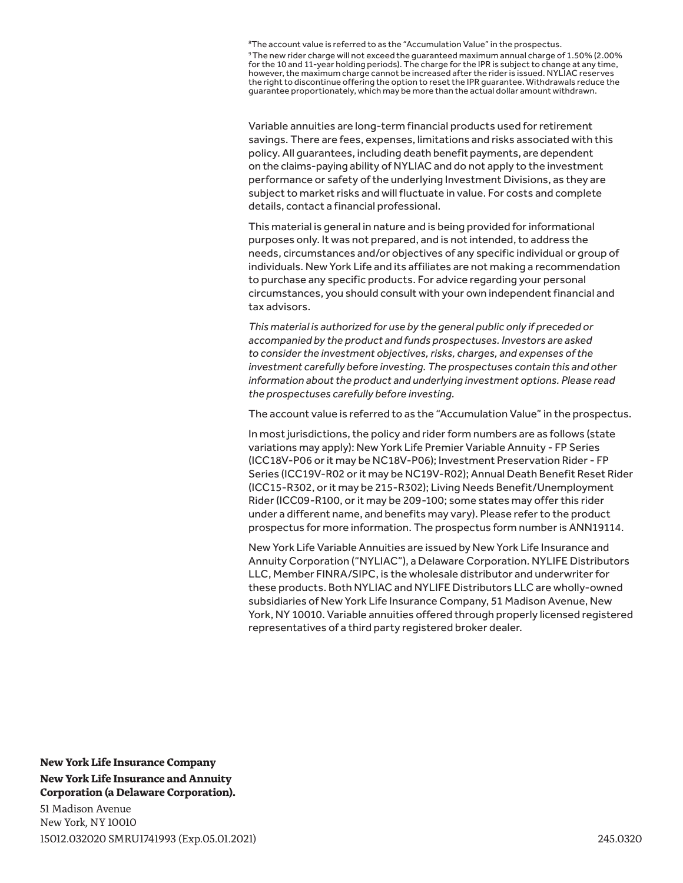[8]The account value is referred to as the "Accumulation Value" in the prospectus.

[9]The new rider charge will not exceed the guaranteed maximum annual charge of 1.50% (2.00% for the 10 and 11-year holding periods). The charge for the IPR is subject to change at any time, however, the maximum charge cannot be increased after the rider is issued. NYLIAC reserves the right to discontinue offering the option to reset the IPR guarantee. Withdrawals reduce the guarantee proportionately, which may be more than the actual dollar amount withdrawn.

Variable annuities are long-term financial products used for retirement savings. There are fees, expenses, limitations and risks associated with this policy. All guarantees, including death benefit payments, are dependent on the claims-paying ability of NYLIAC and do not apply to the investment performance or safety of the underlying Investment Divisions, as they are subject to market risks and will fluctuate in value. For costs and complete details, contact a financial professional.

This material is general in nature and is being provided for informational purposes only. It was not prepared, and is not intended, to address the needs, circumstances and/or objectives of any specific individual or group of individuals. New York Life and its affiliates are not making a recommendation to purchase any specific products. For advice regarding your personal circumstances, you should consult with your own independent financial and tax advisors.

*This material is authorized for use by the general public only if preceded or accompanied by the product and funds prospectuses. Investors are asked to consider the investment objectives, risks, charges, and expenses of the investment carefully before investing. The prospectuses contain this and other information about the product and underlying investment options. Please read the prospectuses carefully before investing.*

The account value is referred to as the "Accumulation Value" in the prospectus.

In most jurisdictions, the policy and rider form numbers are as follows (state variations may apply): New York Life Premier Variable Annuity - FP Series (ICC18V-P06 or it may be NC18V-P06); Investment Preservation Rider - FP Series (ICC19V-R02 or it may be NC19V-R02); Annual Death Benefit Reset Rider (ICC15-R302, or it may be 215-R302); Living Needs Benefit/Unemployment Rider (ICC09-R100, or it may be 209-100; some states may offer this rider under a different name, and benefits may vary). Please refer to the product prospectus for more information. The prospectus form number is ANN19114.

New York Life Variable Annuities are issued by New York Life Insurance and Annuity Corporation ("NYLIAC"), a Delaware Corporation. NYLIFE Distributors LLC, Member FINRA/SIPC, is the wholesale distributor and underwriter for these products. Both NYLIAC and NYLIFE Distributors LLC are wholly-owned subsidiaries of New York Life Insurance Company, 51 Madison Avenue, New York, NY 10010. Variable annuities offered through properly licensed registered representatives of a third party registered broker dealer.

**New York Life Insurance Company**

**New York Life Insurance and Annuity Corporation (a Delaware Corporation).**

51 Madison Avenue
New York, NY 10010

15012.032020 SMRU1741993 (Exp.05.01.2021) 245.0320